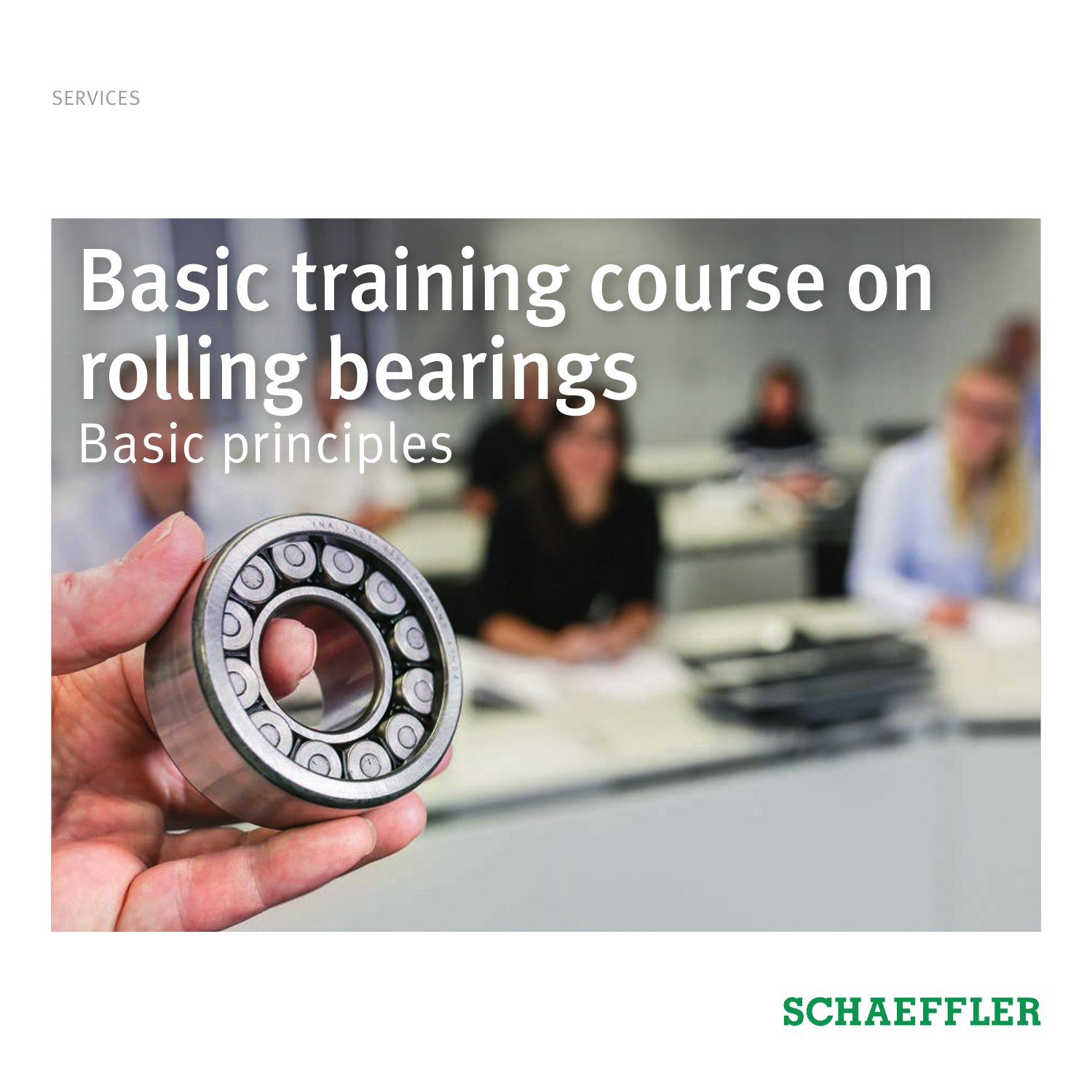SERVICES

# Basic training course on rolling bearings

## Basic principles

SCHAEFFLER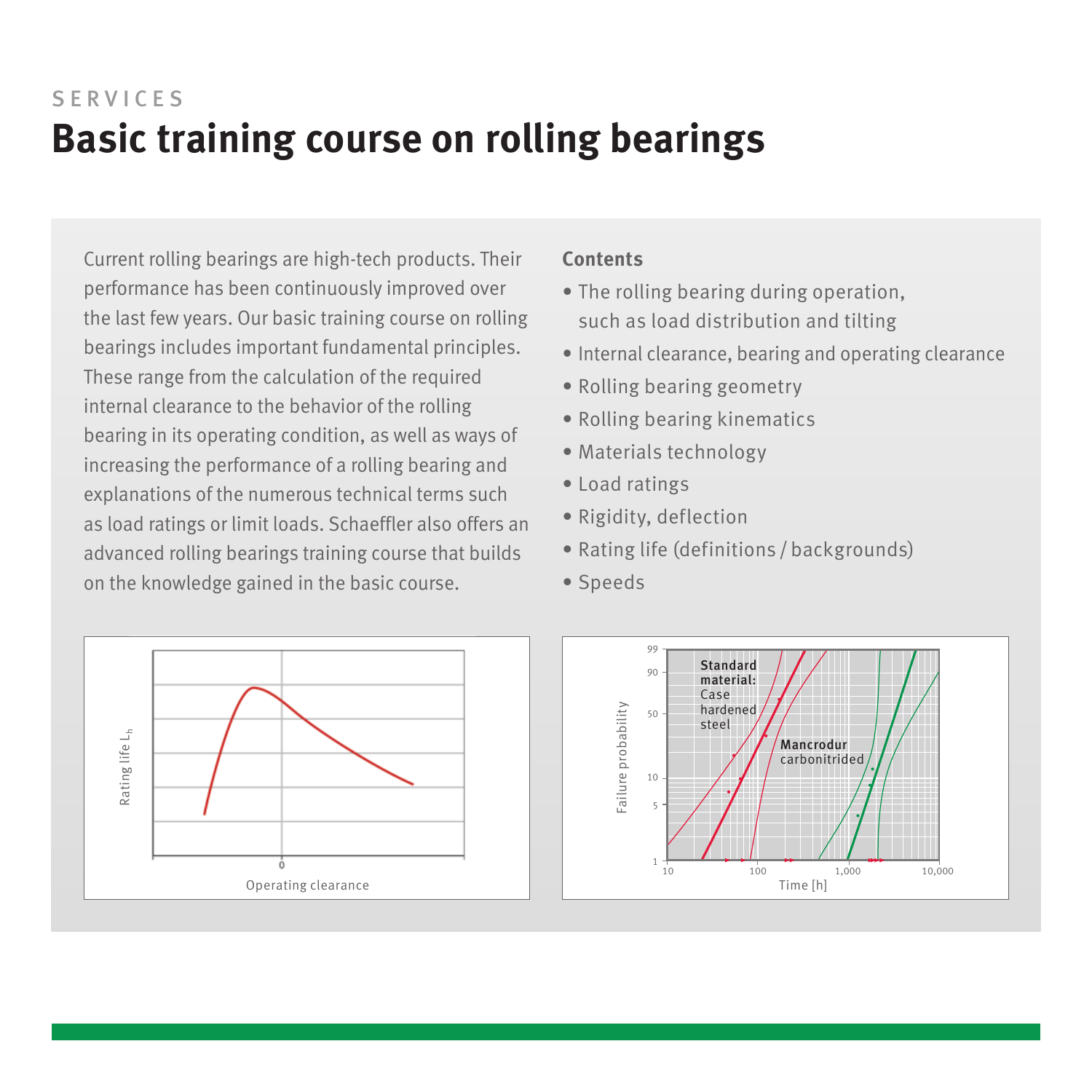SERVICES

# Basic training course on rolling bearings

Current rolling bearings are high-tech products. Their performance has been continuously improved over the last few years. Our basic training course on rolling bearings includes important fundamental principles. These range from the calculation of the required internal clearance to the behavior of the rolling bearing in its operating condition, as well as ways of increasing the performance of a rolling bearing and explanations of the numerous technical terms such as load ratings or limit loads. Schaeffler also offers an advanced rolling bearings training course that builds on the knowledge gained in the basic course.

**Contents**

- The rolling bearing during operation, such as load distribution and tilting
- Internal clearance, bearing and operating clearance
- Rolling bearing geometry
- Rolling bearing kinematics
- Materials technology
- Load ratings
- Rigidity, deflection
- Rating life (definitions / backgrounds)
- Speeds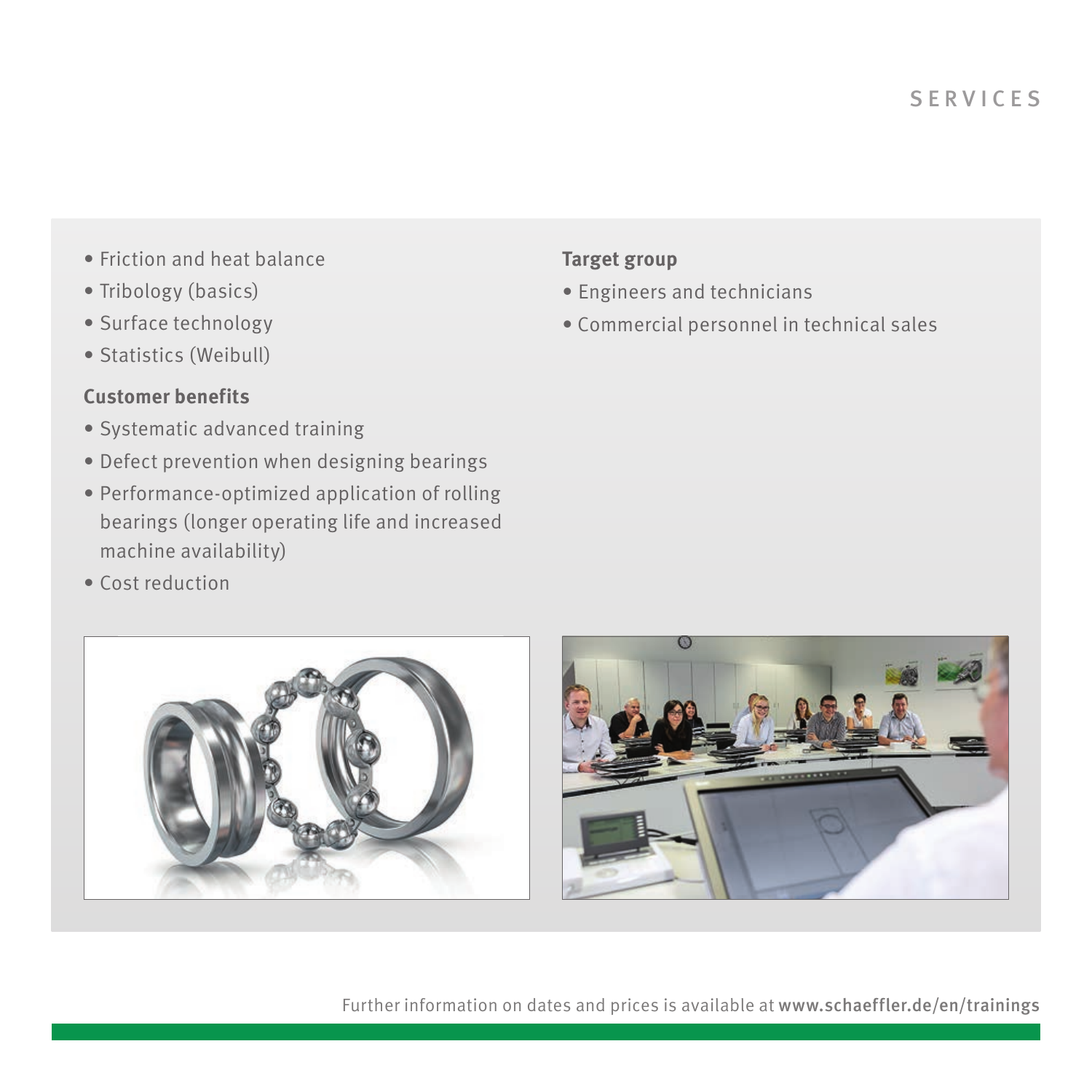- Friction and heat balance
- Tribology (basics)
- Surface technology
- Statistics (Weibull)

**Customer benefits**

- Systematic advanced training
- Defect prevention when designing bearings
- Performance-optimized application of rolling bearings (longer operating life and increased machine availability)
- Cost reduction

**Target group**

- Engineers and technicians
- Commercial personnel in technical sales

Further information on dates and prices is available at **www.schaeffler.de/en/trainings**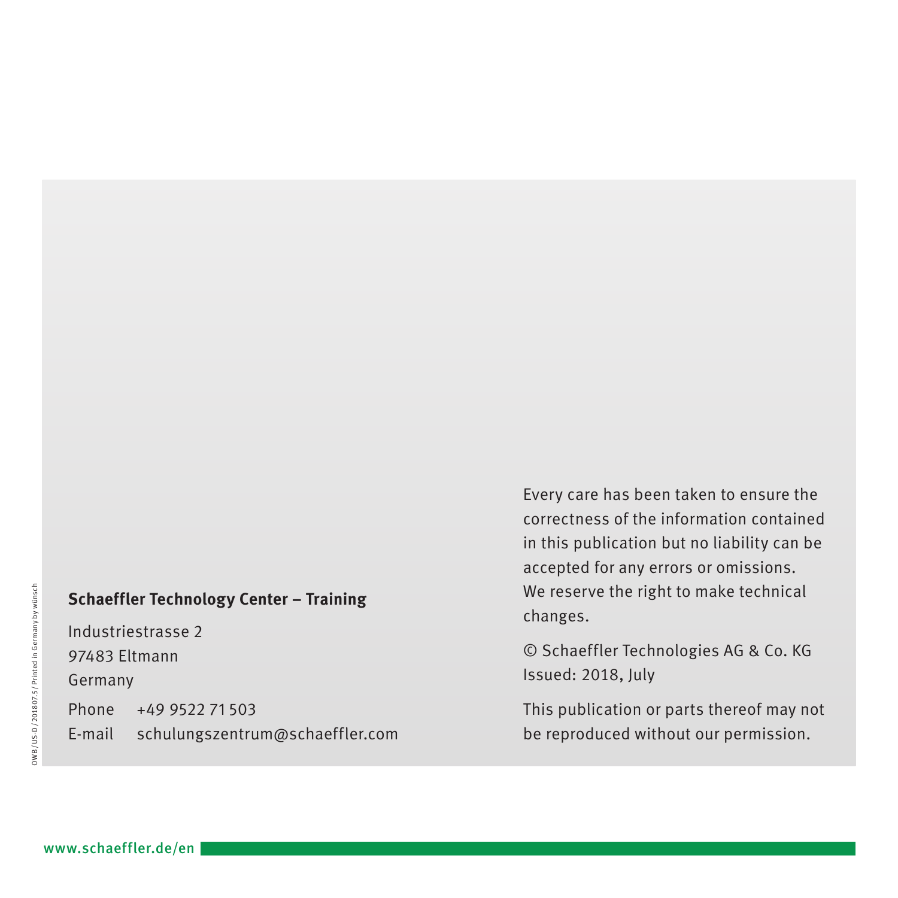**Schaeffler Technology Center – Training**

Industriestrasse 2
97483 Eltmann
Germany

Phone +49 9522 71 503
E-mail schulungszentrum@schaeffler.com

Every care has been taken to ensure the correctness of the information contained in this publication but no liability can be accepted for any errors or omissions. We reserve the right to make technical changes.

© Schaeffler Technologies AG & Co. KG
Issued: 2018, July

This publication or parts thereof may not be reproduced without our permission.

OWB / US-D / 201807.5 / Printed in Germany by wünsch

www.schaeffler.de/en